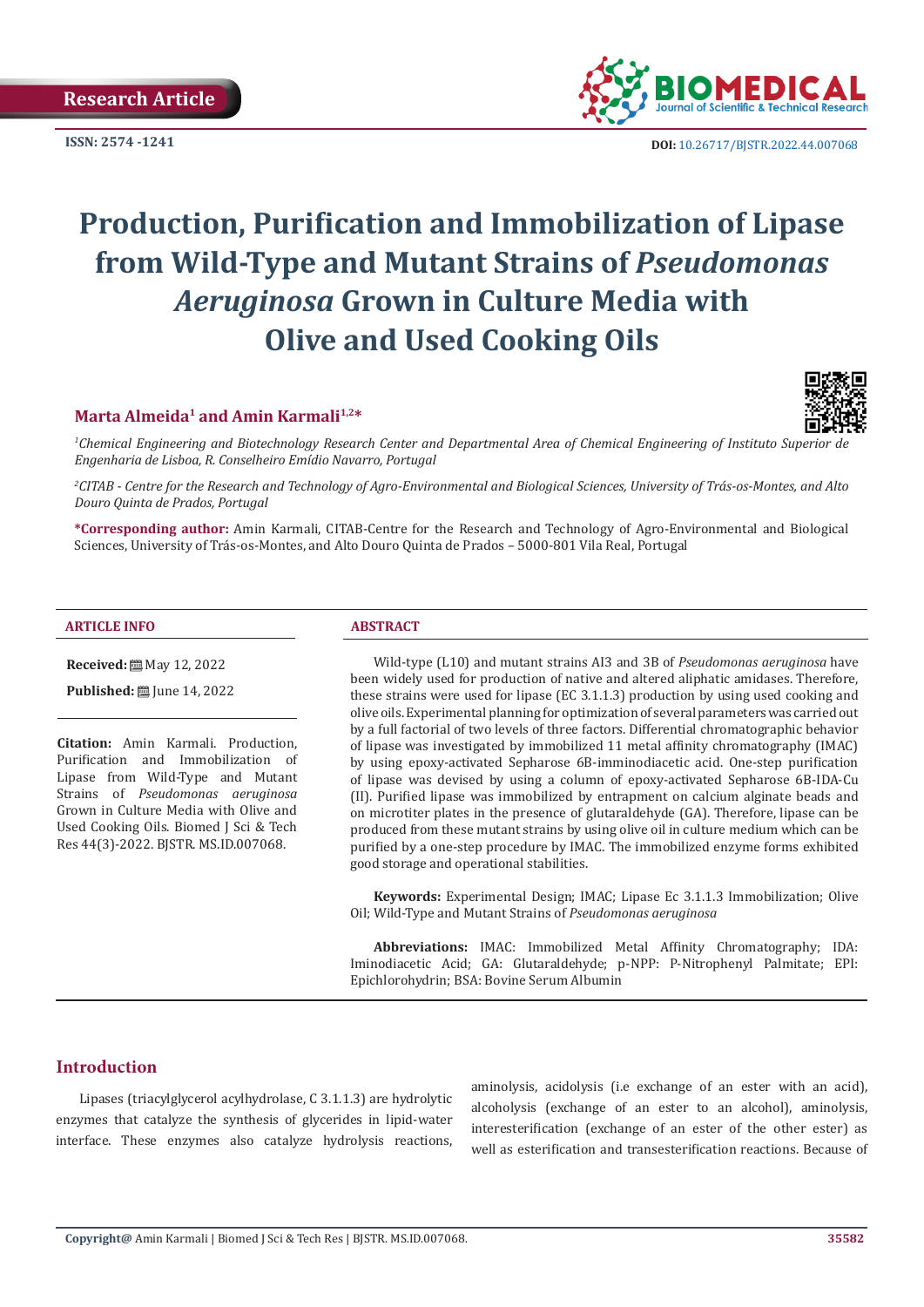Research Article

ISSN: 2574 -1241

DOI: 10.26717/BJSTR.2022.44.007068

# Production, Purification and Immobilization of Lipase from Wild-Type and Mutant Strains of *Pseudomonas Aeruginosa* Grown in Culture Media with Olive and Used Cooking Oils

**Marta Almeida[1] and Amin Karmali[1,2]***

[1]*Chemical Engineering and Biotechnology Research Center and Departmental Area of Chemical Engineering of Instituto Superior de Engenharia de Lisboa, R. Conselheiro Emídio Navarro, Portugal*

[2]*CITAB - Centre for the Research and Technology of Agro-Environmental and Biological Sciences, University of Trás-os-Montes, and Alto Douro Quinta de Prados, Portugal*

**\*Corresponding author:** Amin Karmali, CITAB-Centre for the Research and Technology of Agro-Environmental and Biological Sciences, University of Trás-os-Montes, and Alto Douro Quinta de Prados – 5000-801 Vila Real, Portugal

## ARTICLE INFO

**Received:** May 12, 2022

**Published:** June 14, 2022

**Citation:** Amin Karmali. Production, Purification and Immobilization of Lipase from Wild-Type and Mutant Strains of *Pseudomonas aeruginosa* Grown in Culture Media with Olive and Used Cooking Oils. Biomed J Sci & Tech Res 44(3)-2022. BJSTR. MS.ID.007068.

## ABSTRACT

Wild-type (L10) and mutant strains AI3 and 3B of *Pseudomonas aeruginosa* have been widely used for production of native and altered aliphatic amidases. Therefore, these strains were used for lipase (EC 3.1.1.3) production by using used cooking and olive oils. Experimental planning for optimization of several parameters was carried out by a full factorial of two levels of three factors. Differential chromatographic behavior of lipase was investigated by immobilized 11 metal affinity chromatography (IMAC) by using epoxy-activated Sepharose 6B-imminodiacetic acid. One-step purification of lipase was devised by using a column of epoxy-activated Sepharose 6B-IDA-Cu (II). Purified lipase was immobilized by entrapment on calcium alginate beads and on microtiter plates in the presence of glutaraldehyde (GA). Therefore, lipase can be produced from these mutant strains by using olive oil in culture medium which can be purified by a one-step procedure by IMAC. The immobilized enzyme forms exhibited good storage and operational stabilities.

**Keywords:** Experimental Design; IMAC; Lipase Ec 3.1.1.3 Immobilization; Olive Oil; Wild-Type and Mutant Strains of *Pseudomonas aeruginosa*

**Abbreviations:** IMAC: Immobilized Metal Affinity Chromatography; IDA: Iminodiacetic Acid; GA: Glutaraldehyde; p-NPP: P-Nitrophenyl Palmitate; EPI: Epichlorohydrin; BSA: Bovine Serum Albumin

## Introduction

Lipases (triacylglycerol acylhydrolase, C 3.1.1.3) are hydrolytic enzymes that catalyze the synthesis of glycerides in lipid-water interface. These enzymes also catalyze hydrolysis reactions, aminolysis, acidolysis (i.e exchange of an ester with an acid), alcoholysis (exchange of an ester to an alcohol), aminolysis, interesterification (exchange of an ester of the other ester) as well as esterification and transesterification reactions. Because of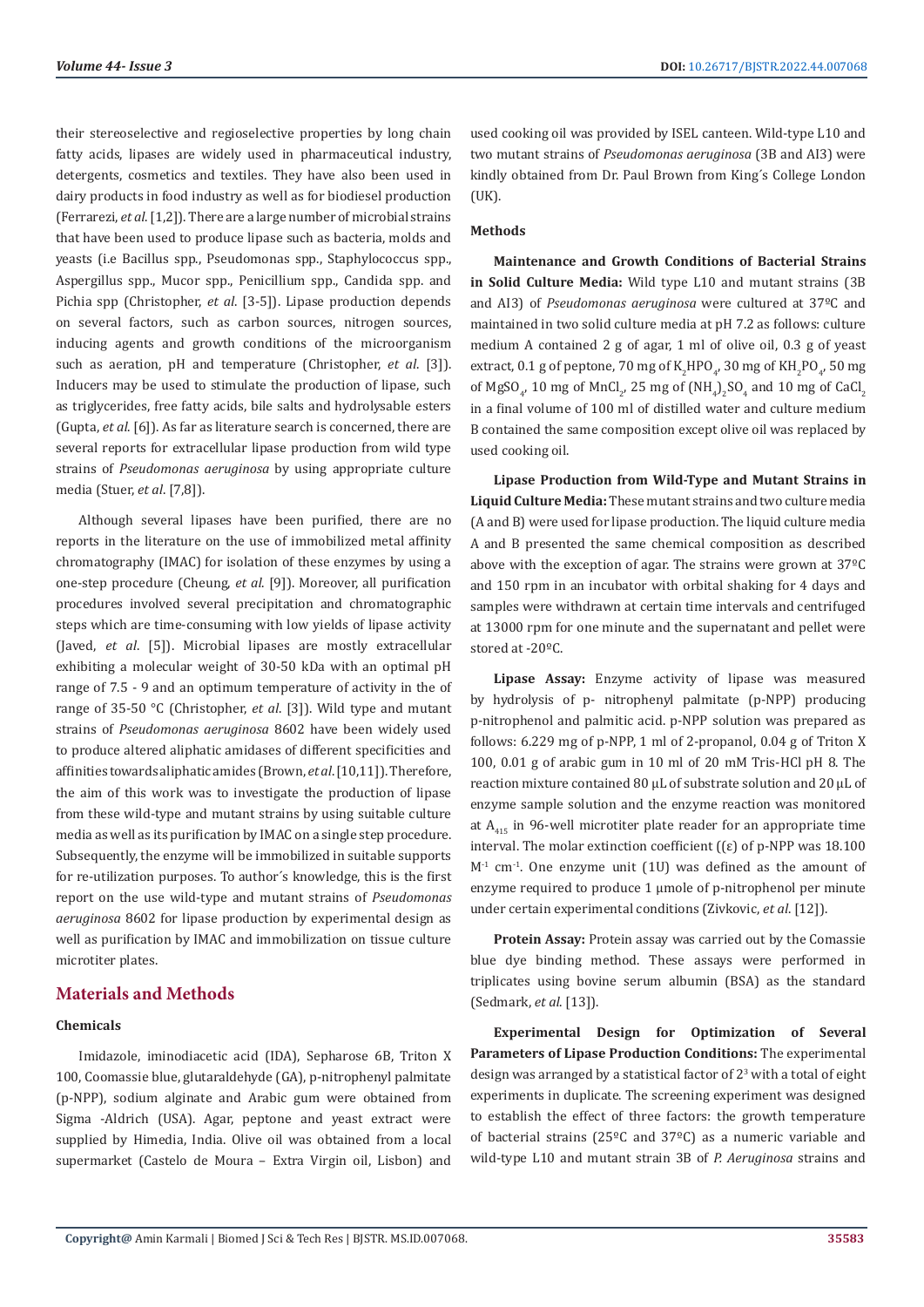their stereoselective and regioselective properties by long chain fatty acids, lipases are widely used in pharmaceutical industry, detergents, cosmetics and textiles. They have also been used in dairy products in food industry as well as for biodiesel production (Ferrarezi, *et al.* [1,2]). There are a large number of microbial strains that have been used to produce lipase such as bacteria, molds and yeasts (i.e Bacillus spp., Pseudomonas spp., Staphylococcus spp., Aspergillus spp., Mucor spp., Penicillium spp., Candida spp. and Pichia spp (Christopher, *et al.* [3-5]). Lipase production depends on several factors, such as carbon sources, nitrogen sources, inducing agents and growth conditions of the microorganism such as aeration, pH and temperature (Christopher, *et al.* [3]). Inducers may be used to stimulate the production of lipase, such as triglycerides, free fatty acids, bile salts and hydrolysable esters (Gupta, *et al.* [6]). As far as literature search is concerned, there are several reports for extracellular lipase production from wild type strains of *Pseudomonas aeruginosa* by using appropriate culture media (Stuer, *et al.* [7,8]).

Although several lipases have been purified, there are no reports in the literature on the use of immobilized metal affinity chromatography (IMAC) for isolation of these enzymes by using a one-step procedure (Cheung, *et al.* [9]). Moreover, all purification procedures involved several precipitation and chromatographic steps which are time-consuming with low yields of lipase activity (Javed, *et al.* [5]). Microbial lipases are mostly extracellular exhibiting a molecular weight of 30-50 kDa with an optimal pH range of 7.5 - 9 and an optimum temperature of activity in the of range of 35-50 °C (Christopher, *et al.* [3]). Wild type and mutant strains of *Pseudomonas aeruginosa* 8602 have been widely used to produce altered aliphatic amidases of different specificities and affinities towards aliphatic amides (Brown, *et al.* [10,11]). Therefore, the aim of this work was to investigate the production of lipase from these wild-type and mutant strains by using suitable culture media as well as its purification by IMAC on a single step procedure. Subsequently, the enzyme will be immobilized in suitable supports for re-utilization purposes. To author´s knowledge, this is the first report on the use wild-type and mutant strains of *Pseudomonas aeruginosa* 8602 for lipase production by experimental design as well as purification by IMAC and immobilization on tissue culture microtiter plates.

## Materials and Methods

### Chemicals

Imidazole, iminodiacetic acid (IDA), Sepharose 6B, Triton X 100, Coomassie blue, glutaraldehyde (GA), p-nitrophenyl palmitate (p-NPP), sodium alginate and Arabic gum were obtained from Sigma -Aldrich (USA). Agar, peptone and yeast extract were supplied by Himedia, India. Olive oil was obtained from a local supermarket (Castelo de Moura – Extra Virgin oil, Lisbon) and used cooking oil was provided by ISEL canteen. Wild-type L10 and two mutant strains of *Pseudomonas aeruginosa* (3B and AI3) were kindly obtained from Dr. Paul Brown from King´s College London (UK).

### Methods

**Maintenance and Growth Conditions of Bacterial Strains in Solid Culture Media:** Wild type L10 and mutant strains (3B and AI3) of *Pseudomonas aeruginosa* were cultured at 37ºC and maintained in two solid culture media at pH 7.2 as follows: culture medium A contained 2 g of agar, 1 ml of olive oil, 0.3 g of yeast extract, 0.1 g of peptone, 70 mg of $K_2HPO_4$, 30 mg of $KH_2PO_4$, 50 mg of $MgSO_4$, 10 mg of $MnCl_2$, 25 mg of $(NH_4)_2SO_4$ and 10 mg of $CaCl_2$ in a final volume of 100 ml of distilled water and culture medium B contained the same composition except olive oil was replaced by used cooking oil.

**Lipase Production from Wild-Type and Mutant Strains in Liquid Culture Media:** These mutant strains and two culture media (A and B) were used for lipase production. The liquid culture media A and B presented the same chemical composition as described above with the exception of agar. The strains were grown at 37ºC and 150 rpm in an incubator with orbital shaking for 4 days and samples were withdrawn at certain time intervals and centrifuged at 13000 rpm for one minute and the supernatant and pellet were stored at -20ºC.

**Lipase Assay:** Enzyme activity of lipase was measured by hydrolysis of p- nitrophenyl palmitate (p-NPP) producing p-nitrophenol and palmitic acid. p-NPP solution was prepared as follows: 6.229 mg of p-NPP, 1 ml of 2-propanol, 0.04 g of Triton X 100, 0.01 g of arabic gum in 10 ml of 20 mM Tris-HCl pH 8. The reaction mixture contained 80 µL of substrate solution and 20 µL of enzyme sample solution and the enzyme reaction was monitored at $A_{415}$ in 96-well microtiter plate reader for an appropriate time interval. The molar extinction coefficient ((ε) of p-NPP was 18.100 $M^{-1}$ $cm^{-1}$. One enzyme unit (1U) was defined as the amount of enzyme required to produce 1 µmole of p-nitrophenol per minute under certain experimental conditions (Zivkovic, *et al.* [12]).

**Protein Assay:** Protein assay was carried out by the Comassie blue dye binding method. These assays were performed in triplicates using bovine serum albumin (BSA) as the standard (Sedmark, *et al.* [13]).

**Experimental Design for Optimization of Several Parameters of Lipase Production Conditions:** The experimental design was arranged by a statistical factor of $2^3$ with a total of eight experiments in duplicate. The screening experiment was designed to establish the effect of three factors: the growth temperature of bacterial strains (25ºC and 37ºC) as a numeric variable and wild-type L10 and mutant strain 3B of *P. Aeruginosa* strains and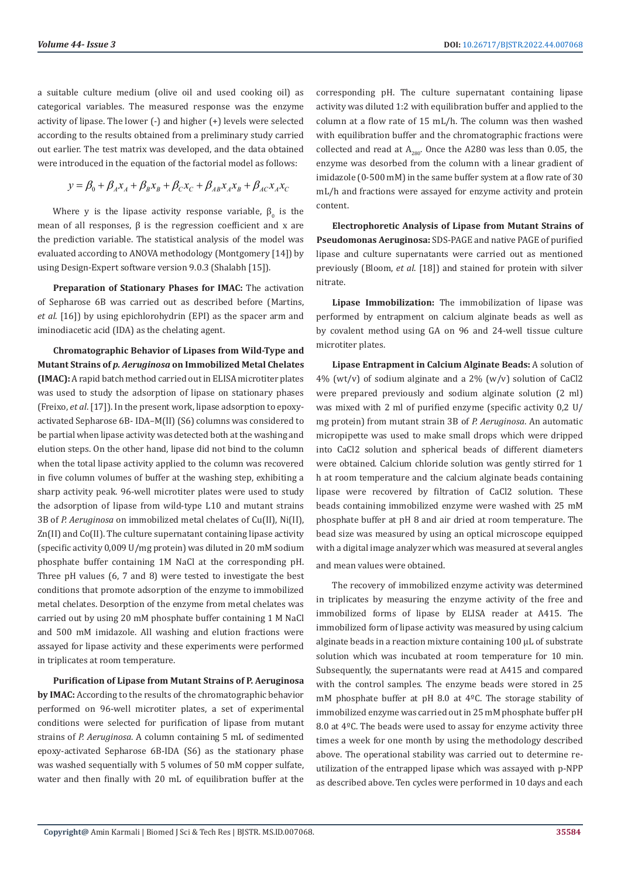a suitable culture medium (olive oil and used cooking oil) as categorical variables. The measured response was the enzyme activity of lipase. The lower (-) and higher (+) levels were selected according to the results obtained from a preliminary study carried out earlier. The test matrix was developed, and the data obtained were introduced in the equation of the factorial model as follows:

$$y = \beta_0 + \beta_A x_A + \beta_B x_B + \beta_C x_C + \beta_{AB} x_A x_B + \beta_{AC} x_A x_C$$

Where y is the lipase activity response variable, $\beta_0$ is the mean of all responses, β is the regression coefficient and x are the prediction variable. The statistical analysis of the model was evaluated according to ANOVA methodology (Montgomery [14]) by using Design-Expert software version 9.0.3 (Shalabh [15]).

**Preparation of Stationary Phases for IMAC:** The activation of Sepharose 6B was carried out as described before (Martins, *et al.* [16]) by using epichlorohydrin (EPI) as the spacer arm and iminodiacetic acid (IDA) as the chelating agent.

**Chromatographic Behavior of Lipases from Wild-Type and Mutant Strains of *p. Aeruginosa* on Immobilized Metal Chelates (IMAC):** A rapid batch method carried out in ELISA microtiter plates was used to study the adsorption of lipase on stationary phases (Freixo, *et al*. [17]). In the present work, lipase adsorption to epoxy-activated Sepharose 6B- IDA–M(II) (S6) columns was considered to be partial when lipase activity was detected both at the washing and elution steps. On the other hand, lipase did not bind to the column when the total lipase activity applied to the column was recovered in five column volumes of buffer at the washing step, exhibiting a sharp activity peak. 96-well microtiter plates were used to study the adsorption of lipase from wild-type L10 and mutant strains 3B of *P. Aeruginosa* on immobilized metal chelates of Cu(II), Ni(II), Zn(II) and Co(II). The culture supernatant containing lipase activity (specific activity 0,009 U/mg protein) was diluted in 20 mM sodium phosphate buffer containing 1M NaCl at the corresponding pH. Three pH values (6, 7 and 8) were tested to investigate the best conditions that promote adsorption of the enzyme to immobilized metal chelates. Desorption of the enzyme from metal chelates was carried out by using 20 mM phosphate buffer containing 1 M NaCl and 500 mM imidazole. All washing and elution fractions were assayed for lipase activity and these experiments were performed in triplicates at room temperature.

**Purification of Lipase from Mutant Strains of P. Aeruginosa by IMAC:** According to the results of the chromatographic behavior performed on 96-well microtiter plates, a set of experimental conditions were selected for purification of lipase from mutant strains of *P. Aeruginosa*. A column containing 5 mL of sedimented epoxy-activated Sepharose 6B-IDA (S6) as the stationary phase was washed sequentially with 5 volumes of 50 mM copper sulfate, water and then finally with 20 mL of equilibration buffer at the corresponding pH. The culture supernatant containing lipase activity was diluted 1:2 with equilibration buffer and applied to the column at a flow rate of 15 mL/h. The column was then washed with equilibration buffer and the chromatographic fractions were collected and read at $A_{280}$. Once the A280 was less than 0.05, the enzyme was desorbed from the column with a linear gradient of imidazole (0-500 mM) in the same buffer system at a flow rate of 30 mL/h and fractions were assayed for enzyme activity and protein content.

**Electrophoretic Analysis of Lipase from Mutant Strains of Pseudomonas Aeruginosa:** SDS-PAGE and native PAGE of purified lipase and culture supernatants were carried out as mentioned previously (Bloom, *et al*. [18]) and stained for protein with silver nitrate.

**Lipase Immobilization:** The immobilization of lipase was performed by entrapment on calcium alginate beads as well as by covalent method using GA on 96 and 24-well tissue culture microtiter plates.

**Lipase Entrapment in Calcium Alginate Beads:** A solution of 4% (wt/v) of sodium alginate and a 2% (w/v) solution of CaCl2 were prepared previously and sodium alginate solution (2 ml) was mixed with 2 ml of purified enzyme (specific activity 0,2 U/mg protein) from mutant strain 3B of *P. Aeruginosa*. An automatic micropipette was used to make small drops which were dripped into CaCl2 solution and spherical beads of different diameters were obtained. Calcium chloride solution was gently stirred for 1 h at room temperature and the calcium alginate beads containing lipase were recovered by filtration of CaCl2 solution. These beads containing immobilized enzyme were washed with 25 mM phosphate buffer at pH 8 and air dried at room temperature. The bead size was measured by using an optical microscope equipped with a digital image analyzer which was measured at several angles and mean values were obtained.

The recovery of immobilized enzyme activity was determined in triplicates by measuring the enzyme activity of the free and immobilized forms of lipase by ELISA reader at A415. The immobilized form of lipase activity was measured by using calcium alginate beads in a reaction mixture containing 100 µL of substrate solution which was incubated at room temperature for 10 min. Subsequently, the supernatants were read at A415 and compared with the control samples. The enzyme beads were stored in 25 mM phosphate buffer at pH 8.0 at 4ºC. The storage stability of immobilized enzyme was carried out in 25 mM phosphate buffer pH 8.0 at 4ºC. The beads were used to assay for enzyme activity three times a week for one month by using the methodology described above. The operational stability was carried out to determine re-utilization of the entrapped lipase which was assayed with p-NPP as described above. Ten cycles were performed in 10 days and each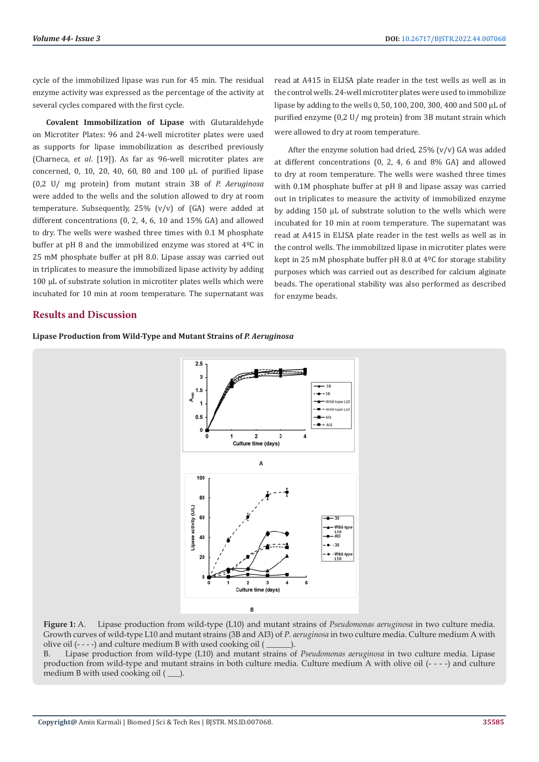cycle of the immobilized lipase was run for 45 min. The residual enzyme activity was expressed as the percentage of the activity at several cycles compared with the first cycle.

**Covalent Immobilization of Lipase** with Glutaraldehyde on Microtiter Plates: 96 and 24-well microtiter plates were used as supports for lipase immobilization as described previously (Charneca, *et al*. [19]). As far as 96-well microtiter plates are concerned, 0, 10, 20, 40, 60, 80 and 100 µL of purified lipase (0,2 U/ mg protein) from mutant strain 3B of *P. Aeruginosa* were added to the wells and the solution allowed to dry at room temperature. Subsequently, 25% (v/v) of (GA) were added at different concentrations (0, 2, 4, 6, 10 and 15% GA) and allowed to dry. The wells were washed three times with 0.1 M phosphate buffer at pH 8 and the immobilized enzyme was stored at 4ºC in 25 mM phosphate buffer at pH 8.0. Lipase assay was carried out in triplicates to measure the immobilized lipase activity by adding 100 µL of substrate solution in microtiter plates wells which were incubated for 10 min at room temperature. The supernatant was read at A415 in ELISA plate reader in the test wells as well as in the control wells. 24-well microtiter plates were used to immobilize lipase by adding to the wells 0, 50, 100, 200, 300, 400 and 500 µL of purified enzyme (0,2 U/ mg protein) from 3B mutant strain which were allowed to dry at room temperature.

After the enzyme solution had dried, 25% (v/v) GA was added at different concentrations (0, 2, 4, 6 and 8% GA) and allowed to dry at room temperature. The wells were washed three times with 0.1M phosphate buffer at pH 8 and lipase assay was carried out in triplicates to measure the activity of immobilized enzyme by adding 150 µL of substrate solution to the wells which were incubated for 10 min at room temperature. The supernatant was read at A415 in ELISA plate reader in the test wells as well as in the control wells. The immobilized lipase in microtiter plates were kept in 25 mM phosphate buffer pH 8.0 at 4ºC for storage stability purposes which was carried out as described for calcium alginate beads. The operational stability was also performed as described for enzyme beads.

## Results and Discussion

### Lipase Production from Wild-Type and Mutant Strains of *P. Aeruginosa*

**Figure 1:** A. Lipase production from wild-type (L10) and mutant strains of *Pseudomonas aeruginosa* in two culture media. Growth curves of wild-type L10 and mutant strains (3B and AI3) of *P. aeruginosa* in two culture media. Culture medium A with olive oil (- - - -) and culture medium B with used cooking oil (\_\_\_\_\_\_).
B. Lipase production from wild-type (L10) and mutant strains of *Pseudomonas aeruginosa* in two culture media. Lipase production from wild-type and mutant strains in both culture media. Culture medium A with olive oil (- - - -) and culture medium B with used cooking oil (\_\_\_).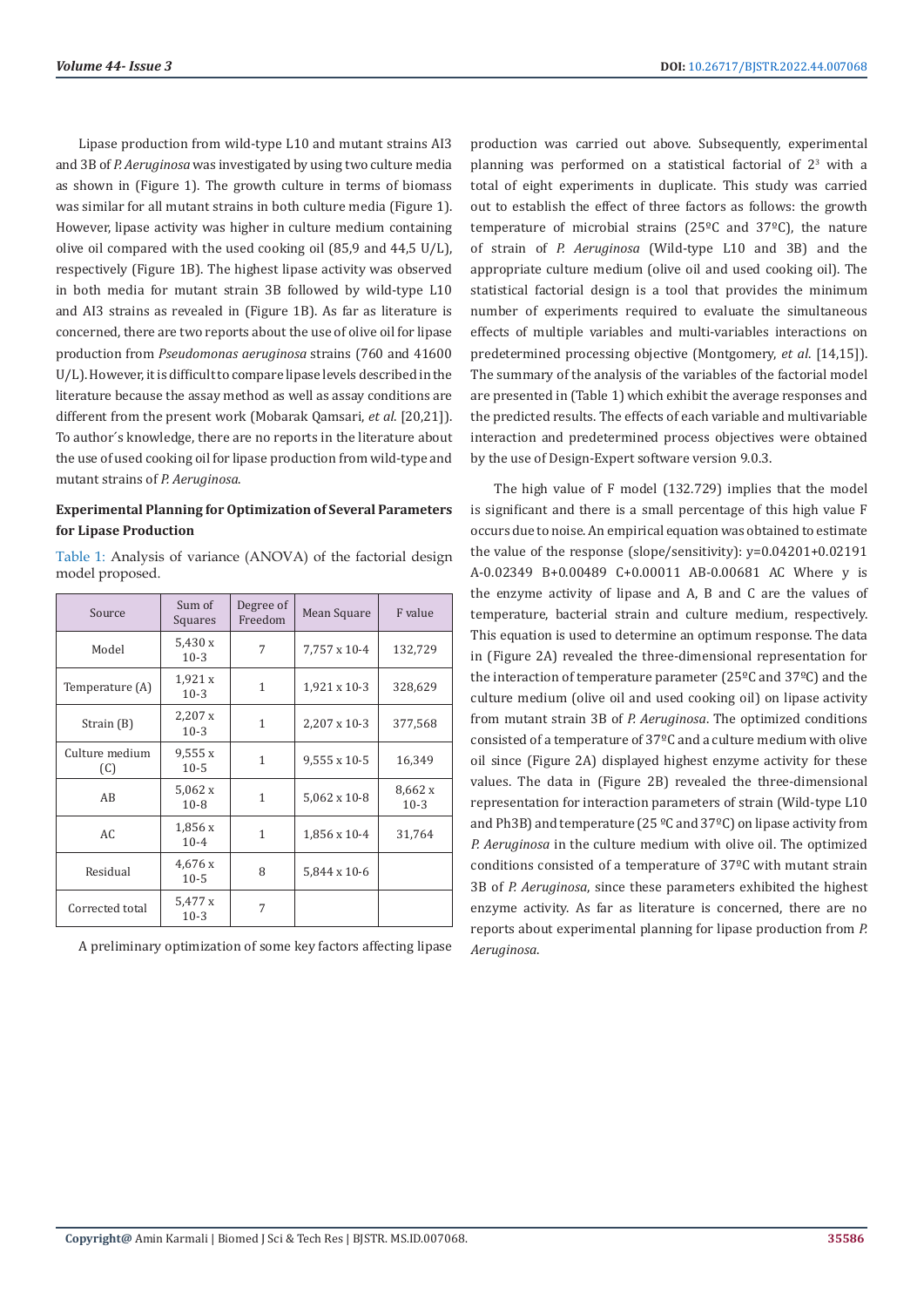Lipase production from wild-type L10 and mutant strains AI3 and 3B of *P. Aeruginosa* was investigated by using two culture media as shown in (Figure 1). The growth culture in terms of biomass was similar for all mutant strains in both culture media (Figure 1). However, lipase activity was higher in culture medium containing olive oil compared with the used cooking oil (85,9 and 44,5 U/L), respectively (Figure 1B). The highest lipase activity was observed in both media for mutant strain 3B followed by wild-type L10 and AI3 strains as revealed in (Figure 1B). As far as literature is concerned, there are two reports about the use of olive oil for lipase production from *Pseudomonas aeruginosa* strains (760 and 41600 U/L). However, it is difficult to compare lipase levels described in the literature because the assay method as well as assay conditions are different from the present work (Mobarak Qamsari, *et al*. [20,21]). To author´s knowledge, there are no reports in the literature about the use of used cooking oil for lipase production from wild-type and mutant strains of *P. Aeruginosa*.

### Experimental Planning for Optimization of Several Parameters for Lipase Production

Table 1: Analysis of variance (ANOVA) of the factorial design model proposed.

| Source | Sum of Squares | Degree of Freedom | Mean Square | F value |
|---|---|---|---|---|
| Model | 5,430 x 10-3 | 7 | 7,757 x 10-4 | 132,729 |
| Temperature (A) | 1,921 x 10-3 | 1 | 1,921 x 10-3 | 328,629 |
| Strain (B) | 2,207 x 10-3 | 1 | 2,207 x 10-3 | 377,568 |
| Culture medium (C) | 9,555 x 10-5 | 1 | 9,555 x 10-5 | 16,349 |
| AB | 5,062 x 10-8 | 1 | 5,062 x 10-8 | 8,662 x 10-3 |
| AC | 1,856 x 10-4 | 1 | 1,856 x 10-4 | 31,764 |
| Residual | 4,676 x 10-5 | 8 | 5,844 x 10-6 | |
| Corrected total | 5,477 x 10-3 | 7 | | |

A preliminary optimization of some key factors affecting lipase production was carried out above. Subsequently, experimental planning was performed on a statistical factorial of $2^3$ with a total of eight experiments in duplicate. This study was carried out to establish the effect of three factors as follows: the growth temperature of microbial strains (25ºC and 37ºC), the nature of strain of *P. Aeruginosa* (Wild-type L10 and 3B) and the appropriate culture medium (olive oil and used cooking oil). The statistical factorial design is a tool that provides the minimum number of experiments required to evaluate the simultaneous effects of multiple variables and multi-variables interactions on predetermined processing objective (Montgomery, *et al*. [14,15]). The summary of the analysis of the variables of the factorial model are presented in (Table 1) which exhibit the average responses and the predicted results. The effects of each variable and multivariable interaction and predetermined process objectives were obtained by the use of Design-Expert software version 9.0.3.

The high value of F model (132.729) implies that the model is significant and there is a small percentage of this high value F occurs due to noise. An empirical equation was obtained to estimate the value of the response (slope/sensitivity): $y=0.04201+0.02191\,A-0.02349\,B+0.00489\,C+0.00011\,AB-0.00681\,AC$ Where y is the enzyme activity of lipase and A, B and C are the values of temperature, bacterial strain and culture medium, respectively. This equation is used to determine an optimum response. The data in (Figure 2A) revealed the three-dimensional representation for the interaction of temperature parameter (25ºC and 37ºC) and the culture medium (olive oil and used cooking oil) on lipase activity from mutant strain 3B of *P. Aeruginosa*. The optimized conditions consisted of a temperature of 37ºC and a culture medium with olive oil since (Figure 2A) displayed highest enzyme activity for these values. The data in (Figure 2B) revealed the three-dimensional representation for interaction parameters of strain (Wild-type L10 and Ph3B) and temperature (25 ºC and 37ºC) on lipase activity from *P. Aeruginosa* in the culture medium with olive oil. The optimized conditions consisted of a temperature of 37ºC with mutant strain 3B of *P. Aeruginosa*, since these parameters exhibited the highest enzyme activity. As far as literature is concerned, there are no reports about experimental planning for lipase production from *P. Aeruginosa*.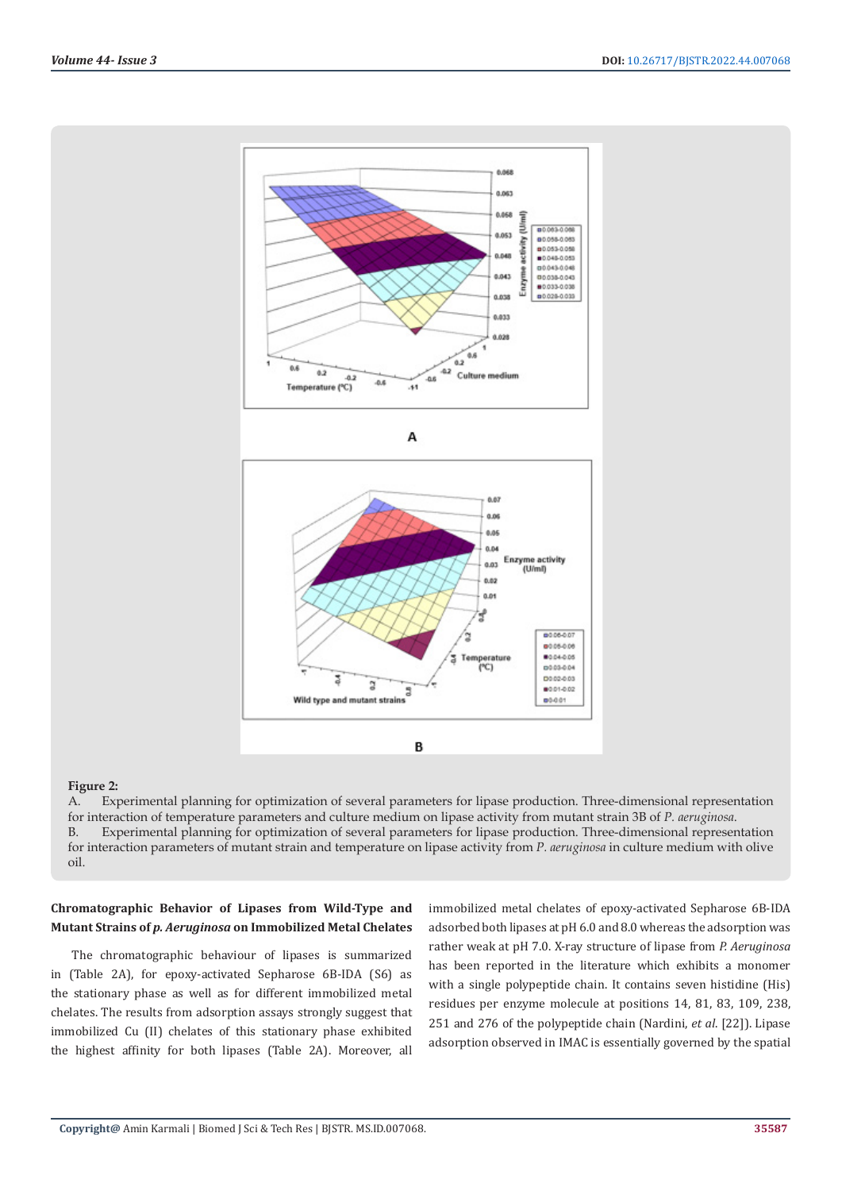**Figure 2:**
A. Experimental planning for optimization of several parameters for lipase production. Three-dimensional representation for interaction of temperature parameters and culture medium on lipase activity from mutant strain 3B of *P. aeruginosa*.
B. Experimental planning for optimization of several parameters for lipase production. Three-dimensional representation for interaction parameters of mutant strain and temperature on lipase activity from *P. aeruginosa* in culture medium with olive oil.

### Chromatographic Behavior of Lipases from Wild-Type and Mutant Strains of *p. Aeruginosa* on Immobilized Metal Chelates

The chromatographic behaviour of lipases is summarized in (Table 2A), for epoxy-activated Sepharose 6B-IDA (S6) as the stationary phase as well as for different immobilized metal chelates. The results from adsorption assays strongly suggest that immobilized Cu (II) chelates of this stationary phase exhibited the highest affinity for both lipases (Table 2A). Moreover, all immobilized metal chelates of epoxy-activated Sepharose 6B-IDA adsorbed both lipases at pH 6.0 and 8.0 whereas the adsorption was rather weak at pH 7.0. X-ray structure of lipase from *P. Aeruginosa* has been reported in the literature which exhibits a monomer with a single polypeptide chain. It contains seven histidine (His) residues per enzyme molecule at positions 14, 81, 83, 109, 238, 251 and 276 of the polypeptide chain (Nardini, *et al*. [22]). Lipase adsorption observed in IMAC is essentially governed by the spatial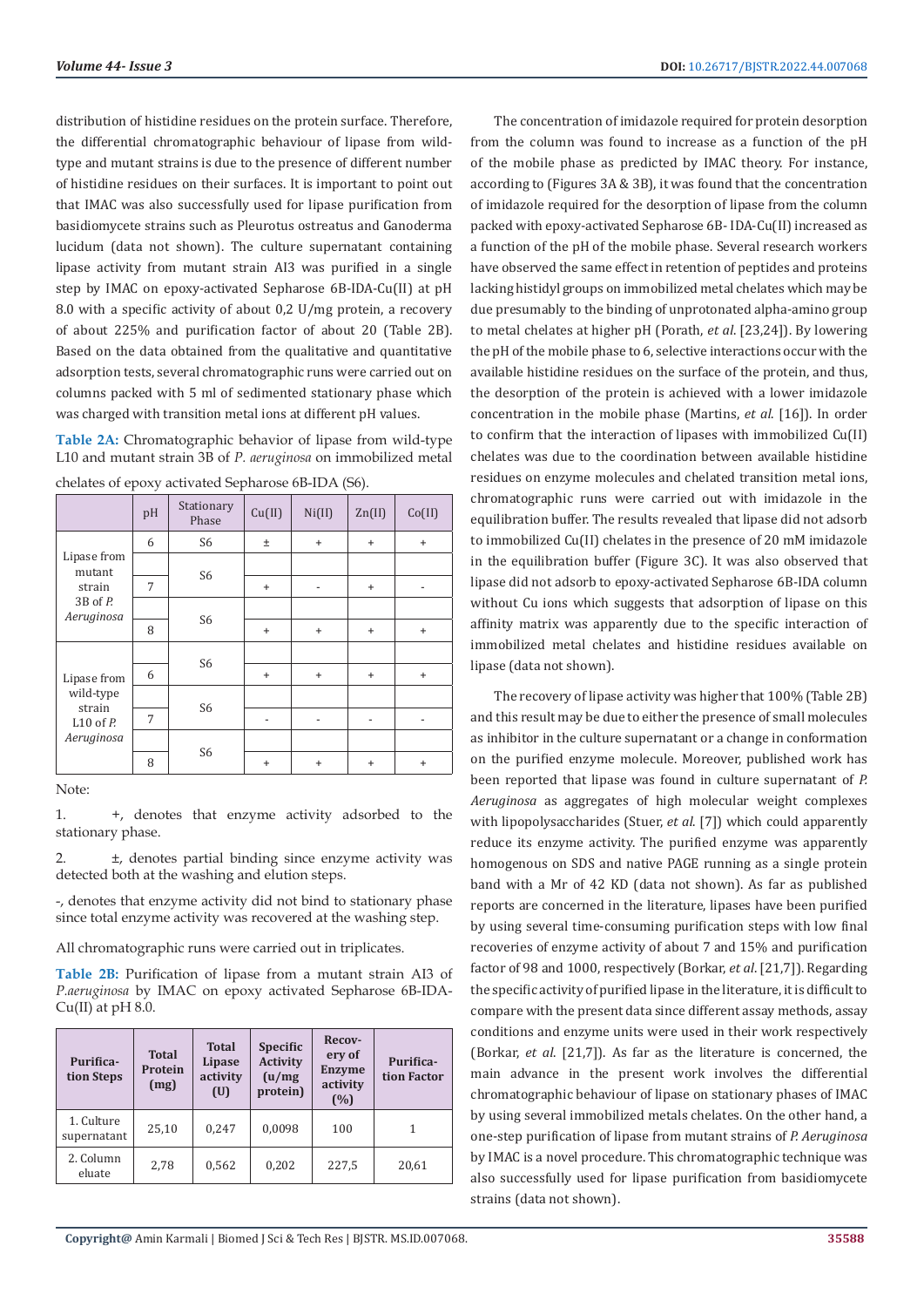distribution of histidine residues on the protein surface. Therefore, the differential chromatographic behaviour of lipase from wild-type and mutant strains is due to the presence of different number of histidine residues on their surfaces. It is important to point out that IMAC was also successfully used for lipase purification from basidiomycete strains such as Pleurotus ostreatus and Ganoderma lucidum (data not shown). The culture supernatant containing lipase activity from mutant strain AI3 was purified in a single step by IMAC on epoxy-activated Sepharose 6B-IDA-Cu(II) at pH 8.0 with a specific activity of about 0,2 U/mg protein, a recovery of about 225% and purification factor of about 20 (Table 2B). Based on the data obtained from the qualitative and quantitative adsorption tests, several chromatographic runs were carried out on columns packed with 5 ml of sedimented stationary phase which was charged with transition metal ions at different pH values.

**Table 2A:** Chromatographic behavior of lipase from wild-type L10 and mutant strain 3B of *P. aeruginosa* on immobilized metal chelates of epoxy activated Sepharose 6B-IDA (S6).

| | pH | Stationary Phase | Cu(II) | Ni(II) | Zn(II) | Co(II) |
|---|---|---|---|---|---|---|
| Lipase from mutant strain 3B of *P. Aeruginosa* | 6 | S6 | ± | + | + | + |
| | 7 | S6 | + | - | + | - |
| | 8 | S6 | + | + | + | + |
| Lipase from wild-type strain L10 of *P. Aeruginosa* | 6 | S6 | + | + | + | + |
| | 7 | S6 | - | - | - | - |
| | 8 | S6 | + | + | + | + |

Note:

1. +, denotes that enzyme activity adsorbed to the stationary phase.

2. ±, denotes partial binding since enzyme activity was detected both at the washing and elution steps.

-, denotes that enzyme activity did not bind to stationary phase since total enzyme activity was recovered at the washing step.

All chromatographic runs were carried out in triplicates.

**Table 2B:** Purification of lipase from a mutant strain AI3 of *P.aeruginosa* by IMAC on epoxy activated Sepharose 6B-IDA-Cu(II) at pH 8.0.

| Purification Steps | Total Protein (mg) | Total Lipase activity (U) | Specific Activity (u/mg protein) | Recovery of Enzyme activity (%) | Purification Factor |
|---|---|---|---|---|---|
| 1. Culture supernatant | 25,10 | 0,247 | 0,0098 | 100 | 1 |
| 2. Column eluate | 2,78 | 0,562 | 0,202 | 227,5 | 20,61 |

The concentration of imidazole required for protein desorption from the column was found to increase as a function of the pH of the mobile phase as predicted by IMAC theory. For instance, according to (Figures 3A & 3B), it was found that the concentration of imidazole required for the desorption of lipase from the column packed with epoxy-activated Sepharose 6B- IDA-Cu(II) increased as a function of the pH of the mobile phase. Several research workers have observed the same effect in retention of peptides and proteins lacking histidyl groups on immobilized metal chelates which may be due presumably to the binding of unprotonated alpha-amino group to metal chelates at higher pH (Porath, *et al*. [23,24]). By lowering the pH of the mobile phase to 6, selective interactions occur with the available histidine residues on the surface of the protein, and thus, the desorption of the protein is achieved with a lower imidazole concentration in the mobile phase (Martins, *et al*. [16]). In order to confirm that the interaction of lipases with immobilized Cu(II) chelates was due to the coordination between available histidine residues on enzyme molecules and chelated transition metal ions, chromatographic runs were carried out with imidazole in the equilibration buffer. The results revealed that lipase did not adsorb to immobilized Cu(II) chelates in the presence of 20 mM imidazole in the equilibration buffer (Figure 3C). It was also observed that lipase did not adsorb to epoxy-activated Sepharose 6B-IDA column without Cu ions which suggests that adsorption of lipase on this affinity matrix was apparently due to the specific interaction of immobilized metal chelates and histidine residues available on lipase (data not shown).

The recovery of lipase activity was higher that 100% (Table 2B) and this result may be due to either the presence of small molecules as inhibitor in the culture supernatant or a change in conformation on the purified enzyme molecule. Moreover, published work has been reported that lipase was found in culture supernatant of *P. Aeruginosa* as aggregates of high molecular weight complexes with lipopolysaccharides (Stuer, *et al*. [7]) which could apparently reduce its enzyme activity. The purified enzyme was apparently homogenous on SDS and native PAGE running as a single protein band with a Mr of 42 KD (data not shown). As far as published reports are concerned in the literature, lipases have been purified by using several time-consuming purification steps with low final recoveries of enzyme activity of about 7 and 15% and purification factor of 98 and 1000, respectively (Borkar, *et al*. [21,7]). Regarding the specific activity of purified lipase in the literature, it is difficult to compare with the present data since different assay methods, assay conditions and enzyme units were used in their work respectively (Borkar, *et al*. [21,7]). As far as the literature is concerned, the main advance in the present work involves the differential chromatographic behaviour of lipase on stationary phases of IMAC by using several immobilized metals chelates. On the other hand, a one-step purification of lipase from mutant strains of *P. Aeruginosa* by IMAC is a novel procedure. This chromatographic technique was also successfully used for lipase purification from basidiomycete strains (data not shown).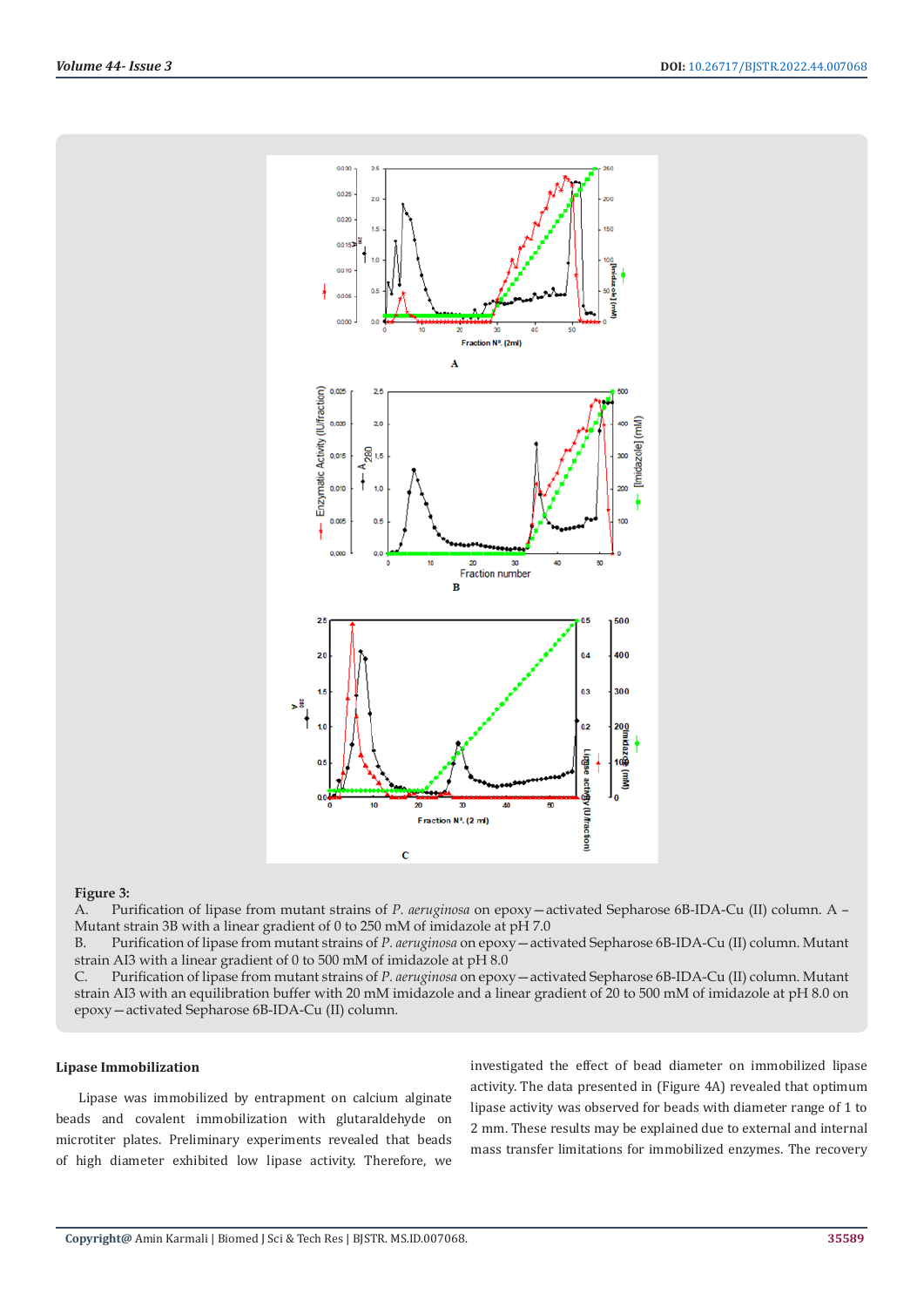**Figure 3:**

A. Purification of lipase from mutant strains of *P. aeruginosa* on epoxy—activated Sepharose 6B-IDA-Cu (II) column. A – Mutant strain 3B with a linear gradient of 0 to 250 mM of imidazole at pH 7.0

B. Purification of lipase from mutant strains of *P. aeruginosa* on epoxy—activated Sepharose 6B-IDA-Cu (II) column. Mutant strain AI3 with a linear gradient of 0 to 500 mM of imidazole at pH 8.0

C. Purification of lipase from mutant strains of *P. aeruginosa* on epoxy—activated Sepharose 6B-IDA-Cu (II) column. Mutant strain AI3 with an equilibration buffer with 20 mM imidazole and a linear gradient of 20 to 500 mM of imidazole at pH 8.0 on epoxy—activated Sepharose 6B-IDA-Cu (II) column.

### Lipase Immobilization

Lipase was immobilized by entrapment on calcium alginate beads and covalent immobilization with glutaraldehyde on microtiter plates. Preliminary experiments revealed that beads of high diameter exhibited low lipase activity. Therefore, we investigated the effect of bead diameter on immobilized lipase activity. The data presented in (Figure 4A) revealed that optimum lipase activity was observed for beads with diameter range of 1 to 2 mm. These results may be explained due to external and internal mass transfer limitations for immobilized enzymes. The recovery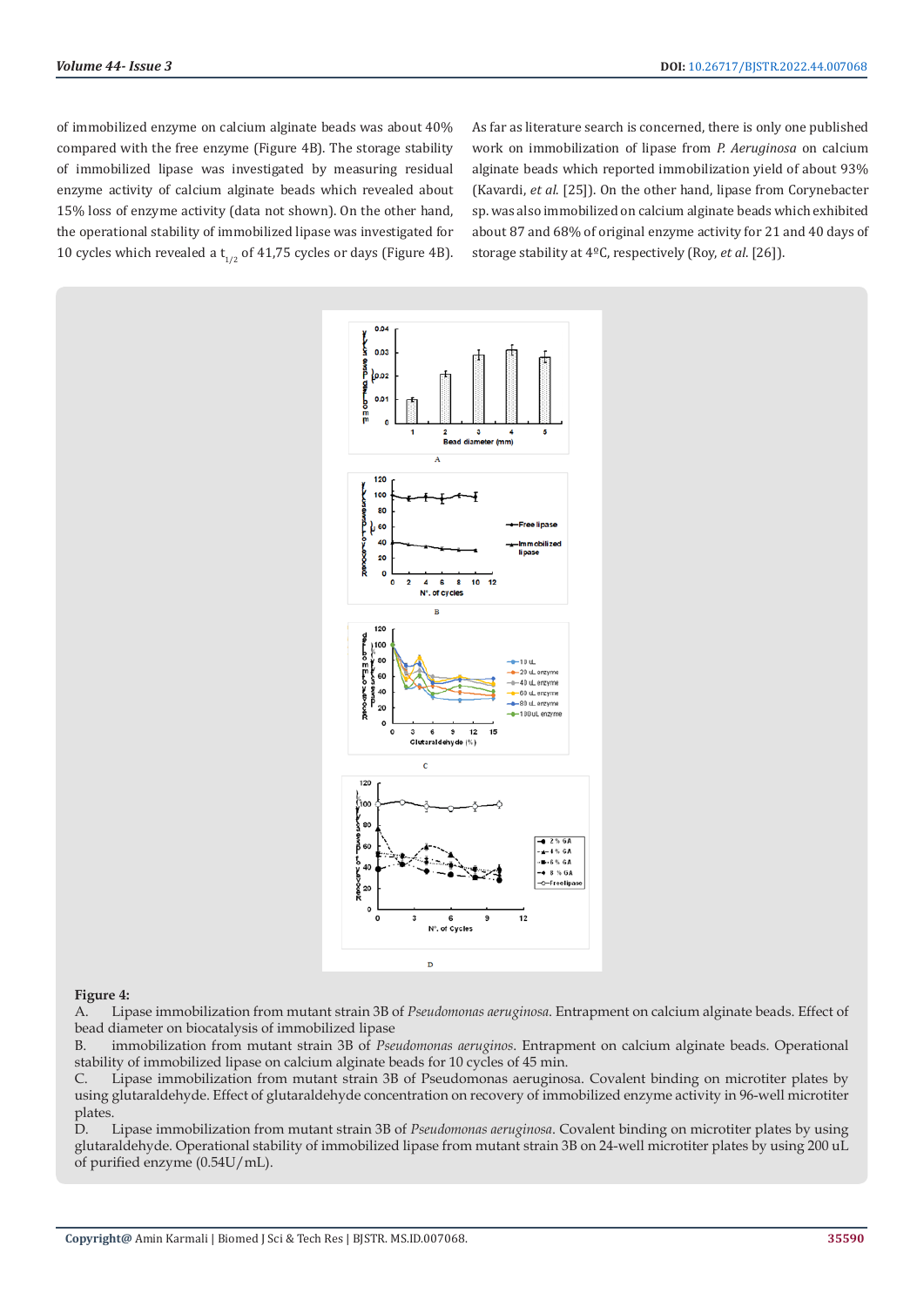of immobilized enzyme on calcium alginate beads was about 40% compared with the free enzyme (Figure 4B). The storage stability of immobilized lipase was investigated by measuring residual enzyme activity of calcium alginate beads which revealed about 15% loss of enzyme activity (data not shown). On the other hand, the operational stability of immobilized lipase was investigated for 10 cycles which revealed a $t_{1/2}$ of 41,75 cycles or days (Figure 4B).

As far as literature search is concerned, there is only one published work on immobilization of lipase from *P. Aeruginosa* on calcium alginate beads which reported immobilization yield of about 93% (Kavardi, *et al.* [25]). On the other hand, lipase from Corynebacter sp. was also immobilized on calcium alginate beads which exhibited about 87 and 68% of original enzyme activity for 21 and 40 days of storage stability at 4ºC, respectively (Roy, *et al.* [26]).

**Figure 4:**

A. Lipase immobilization from mutant strain 3B of *Pseudomonas aeruginosa*. Entrapment on calcium alginate beads. Effect of bead diameter on biocatalysis of immobilized lipase

B. immobilization from mutant strain 3B of *Pseudomonas aeruginos*. Entrapment on calcium alginate beads. Operational stability of immobilized lipase on calcium alginate beads for 10 cycles of 45 min.

C. Lipase immobilization from mutant strain 3B of Pseudomonas aeruginosa. Covalent binding on microtiter plates by using glutaraldehyde. Effect of glutaraldehyde concentration on recovery of immobilized enzyme activity in 96-well microtiter plates.

D. Lipase immobilization from mutant strain 3B of *Pseudomonas aeruginosa*. Covalent binding on microtiter plates by using glutaraldehyde. Operational stability of immobilized lipase from mutant strain 3B on 24-well microtiter plates by using 200 uL of purified enzyme (0.54U/mL).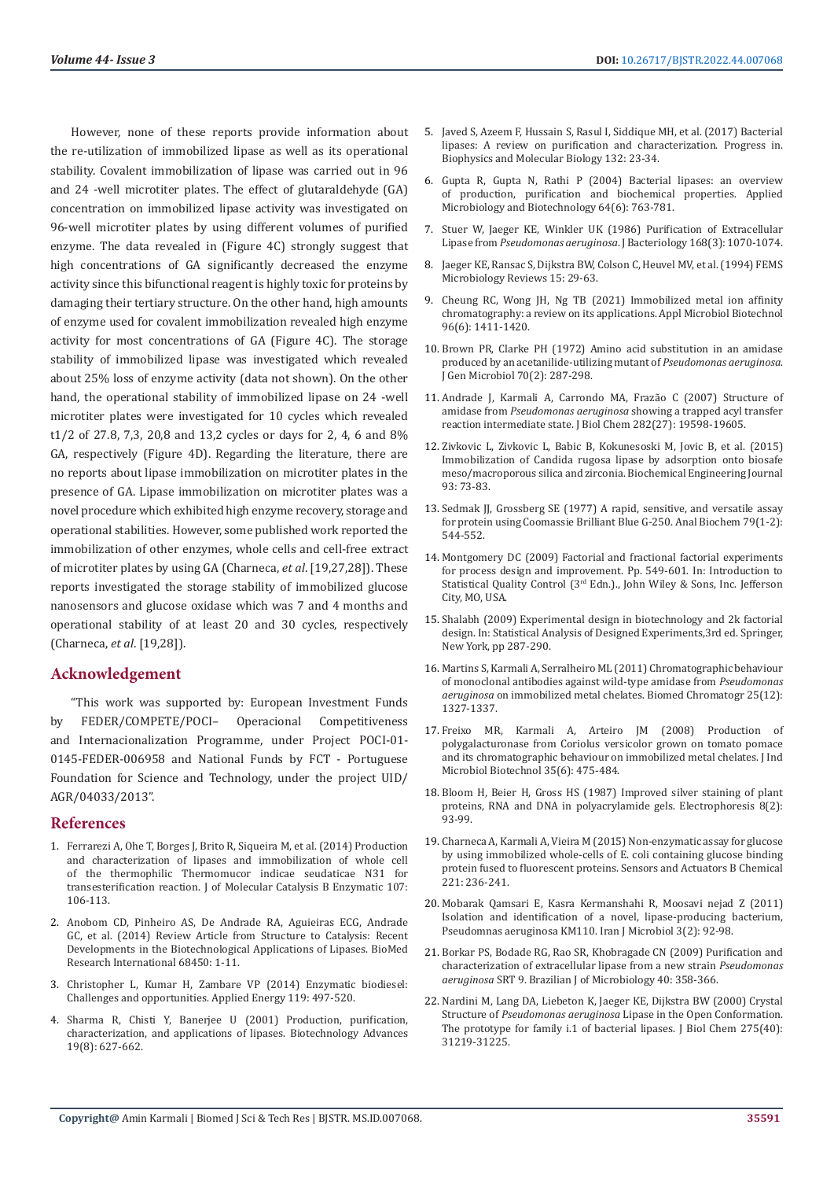However, none of these reports provide information about the re-utilization of immobilized lipase as well as its operational stability. Covalent immobilization of lipase was carried out in 96 and 24 -well microtiter plates. The effect of glutaraldehyde (GA) concentration on immobilized lipase activity was investigated on 96-well microtiter plates by using different volumes of purified enzyme. The data revealed in (Figure 4C) strongly suggest that high concentrations of GA significantly decreased the enzyme activity since this bifunctional reagent is highly toxic for proteins by damaging their tertiary structure. On the other hand, high amounts of enzyme used for covalent immobilization revealed high enzyme activity for most concentrations of GA (Figure 4C). The storage stability of immobilized lipase was investigated which revealed about 25% loss of enzyme activity (data not shown). On the other hand, the operational stability of immobilized lipase on 24 -well microtiter plates were investigated for 10 cycles which revealed t1/2 of 27.8, 7,3, 20,8 and 13,2 cycles or days for 2, 4, 6 and 8% GA, respectively (Figure 4D). Regarding the literature, there are no reports about lipase immobilization on microtiter plates in the presence of GA. Lipase immobilization on microtiter plates was a novel procedure which exhibited high enzyme recovery, storage and operational stabilities. However, some published work reported the immobilization of other enzymes, whole cells and cell-free extract of microtiter plates by using GA (Charneca, *et al*. [19,27,28]). These reports investigated the storage stability of immobilized glucose nanosensors and glucose oxidase which was 7 and 4 months and operational stability of at least 20 and 30 cycles, respectively (Charneca, *et al*. [19,28]).

## Acknowledgement

"This work was supported by: European Investment Funds by FEDER/COMPETE/POCI– Operacional Competitiveness and Internacionalization Programme, under Project POCI-01-0145-FEDER-006958 and National Funds by FCT - Portuguese Foundation for Science and Technology, under the project UID/AGR/04033/2013".

## References

1. Ferrarezi A, Ohe T, Borges J, Brito R, Siqueira M, et al. (2014) Production and characterization of lipases and immobilization of whole cell of the thermophilic Thermomucor indicae seudaticae N31 for transesterification reaction. J of Molecular Catalysis B Enzymatic 107: 106-113.
2. Anobom CD, Pinheiro AS, De Andrade RA, Aguieiras ECG, Andrade GC, et al. (2014) Review Article from Structure to Catalysis: Recent Developments in the Biotechnological Applications of Lipases. BioMed Research International 68450: 1-11.
3. Christopher L, Kumar H, Zambare VP (2014) Enzymatic biodiesel: Challenges and opportunities. Applied Energy 119: 497-520.
4. Sharma R, Chisti Y, Banerjee U (2001) Production, purification, characterization, and applications of lipases. Biotechnology Advances 19(8): 627-662.
5. Javed S, Azeem F, Hussain S, Rasul I, Siddique MH, et al. (2017) Bacterial lipases: A review on purification and characterization. Progress in. Biophysics and Molecular Biology 132: 23-34.
6. Gupta R, Gupta N, Rathi P (2004) Bacterial lipases: an overview of production, purification and biochemical properties. Applied Microbiology and Biotechnology 64(6): 763-781.
7. Stuer W, Jaeger KE, Winkler UK (1986) Purification of Extracellular Lipase from *Pseudomonas aeruginosa*. J Bacteriology 168(3): 1070-1074.
8. Jaeger KE, Ransac S, Dijkstra BW, Colson C, Heuvel MV, et al. (1994) FEMS Microbiology Reviews 15: 29-63.
9. Cheung RC, Wong JH, Ng TB (2021) Immobilized metal ion affinity chromatography: a review on its applications. Appl Microbiol Biotechnol 96(6): 1411-1420.
10. Brown PR, Clarke PH (1972) Amino acid substitution in an amidase produced by an acetanilide-utilizing mutant of *Pseudomonas aeruginosa*. J Gen Microbiol 70(2): 287-298.
11. Andrade J, Karmali A, Carrondo MA, Frazão C (2007) Structure of amidase from *Pseudomonas aeruginosa* showing a trapped acyl transfer reaction intermediate state. J Biol Chem 282(27): 19598-19605.
12. Zivkovic L, Zivkovic L, Babic B, Kokunesoski M, Jovic B, et al. (2015) Immobilization of Candida rugosa lipase by adsorption onto biosafe meso/macroporous silica and zirconia. Biochemical Engineering Journal 93: 73-83.
13. Sedmak JJ, Grossberg SE (1977) A rapid, sensitive, and versatile assay for protein using Coomassie Brilliant Blue G-250. Anal Biochem 79(1-2): 544-552.
14. Montgomery DC (2009) Factorial and fractional factorial experiments for process design and improvement. Pp. 549-601. In: Introduction to Statistical Quality Control (3rd Edn.)., John Wiley & Sons, Inc. Jefferson City, MO, USA.
15. Shalabh (2009) Experimental design in biotechnology and 2k factorial design. In: Statistical Analysis of Designed Experiments,3rd ed. Springer, New York, pp 287-290.
16. Martins S, Karmali A, Serralheiro ML (2011) Chromatographic behaviour of monoclonal antibodies against wild-type amidase from *Pseudomonas aeruginosa* on immobilized metal chelates. Biomed Chromatogr 25(12): 1327-1337.
17. Freixo MR, Karmali A, Arteiro JM (2008) Production of polygalacturonase from Coriolus versicolor grown on tomato pomace and its chromatographic behaviour on immobilized metal chelates. J Ind Microbiol Biotechnol 35(6): 475-484.
18. Bloom H, Beier H, Gross HS (1987) Improved silver staining of plant proteins, RNA and DNA in polyacrylamide gels. Electrophoresis 8(2): 93-99.
19. Charneca A, Karmali A, Vieira M (2015) Non-enzymatic assay for glucose by using immobilized whole-cells of E. coli containing glucose binding protein fused to fluorescent proteins. Sensors and Actuators B Chemical 221: 236-241.
20. Mobarak Qamsari E, Kasra Kermanshahi R, Moosavi nejad Z (2011) Isolation and identification of a novel, lipase-producing bacterium, Pseudomnas aeruginosa KM110. Iran J Microbiol 3(2): 92-98.
21. Borkar PS, Bodade RG, Rao SR, Khobragade CN (2009) Purification and characterization of extracellular lipase from a new strain *Pseudomonas aeruginosa* SRT 9. Brazilian J of Microbiology 40: 358-366.
22. Nardini M, Lang DA, Liebeton K, Jaeger KE, Dijkstra BW (2000) Crystal Structure of *Pseudomonas aeruginosa* Lipase in the Open Conformation. The prototype for family i.1 of bacterial lipases. J Biol Chem 275(40): 31219-31225.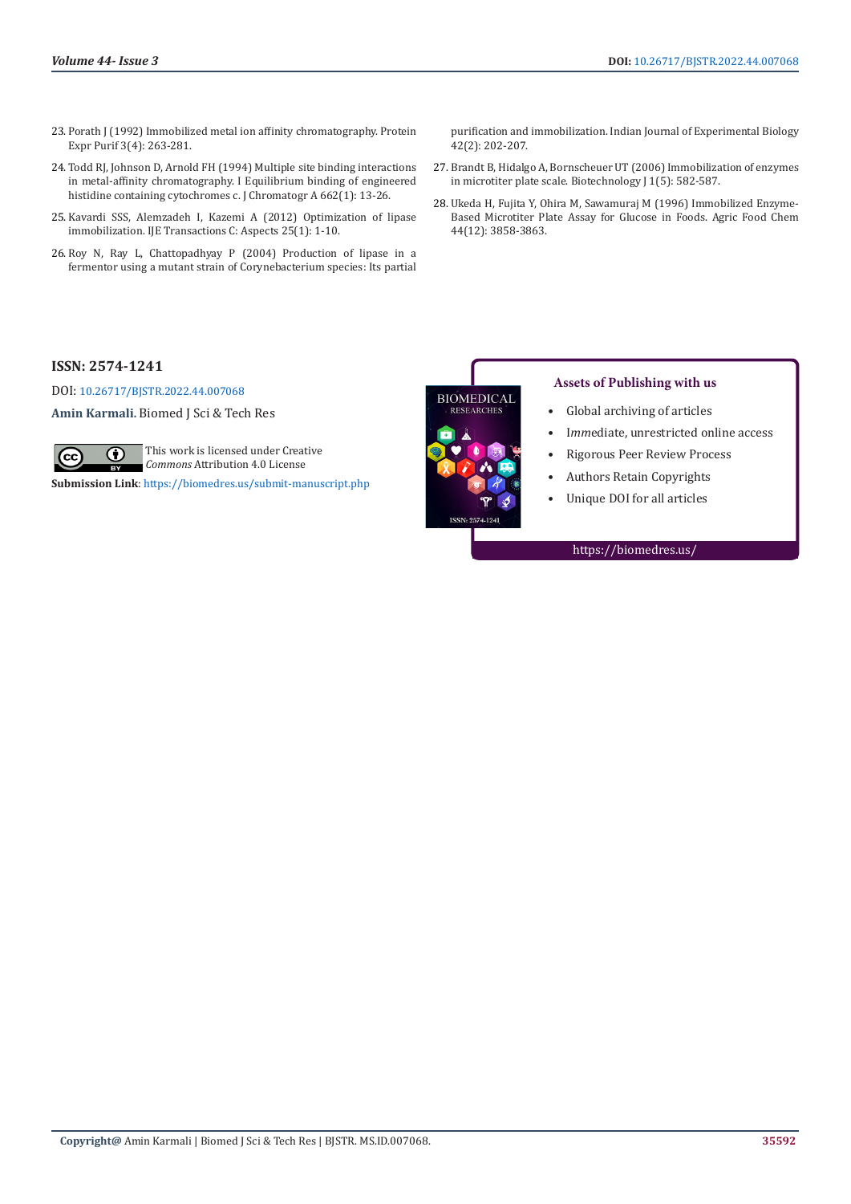23. Porath J (1992) Immobilized metal ion affinity chromatography. Protein Expr Purif 3(4): 263-281.
24. Todd RJ, Johnson D, Arnold FH (1994) Multiple site binding interactions in metal-affinity chromatography. I Equilibrium binding of engineered histidine containing cytochromes c. J Chromatogr A 662(1): 13-26.
25. Kavardi SSS, Alemzadeh I, Kazemi A (2012) Optimization of lipase immobilization. IJE Transactions C: Aspects 25(1): 1-10.
26. Roy N, Ray L, Chattopadhyay P (2004) Production of lipase in a fermentor using a mutant strain of Corynebacterium species: Its partial purification and immobilization. Indian Journal of Experimental Biology 42(2): 202-207.
27. Brandt B, Hidalgo A, Bornscheuer UT (2006) Immobilization of enzymes in microtiter plate scale. Biotechnology J 1(5): 582-587.
28. Ukeda H, Fujita Y, Ohira M, Sawamuraj M (1996) Immobilized Enzyme-Based Microtiter Plate Assay for Glucose in Foods. Agric Food Chem 44(12): 3858-3863.

**ISSN: 2574-1241**

DOI: 10.26717/BJSTR.2022.44.007068

**Amin Karmali.** Biomed J Sci & Tech Res

This work is licensed under Creative *Commons* Attribution 4.0 License

**Submission Link**: https://biomedres.us/submit-manuscript.php

**Assets of Publishing with us**

- Global archiving of articles
- Immediate, unrestricted online access
- Rigorous Peer Review Process
- Authors Retain Copyrights
- Unique DOI for all articles

https://biomedres.us/